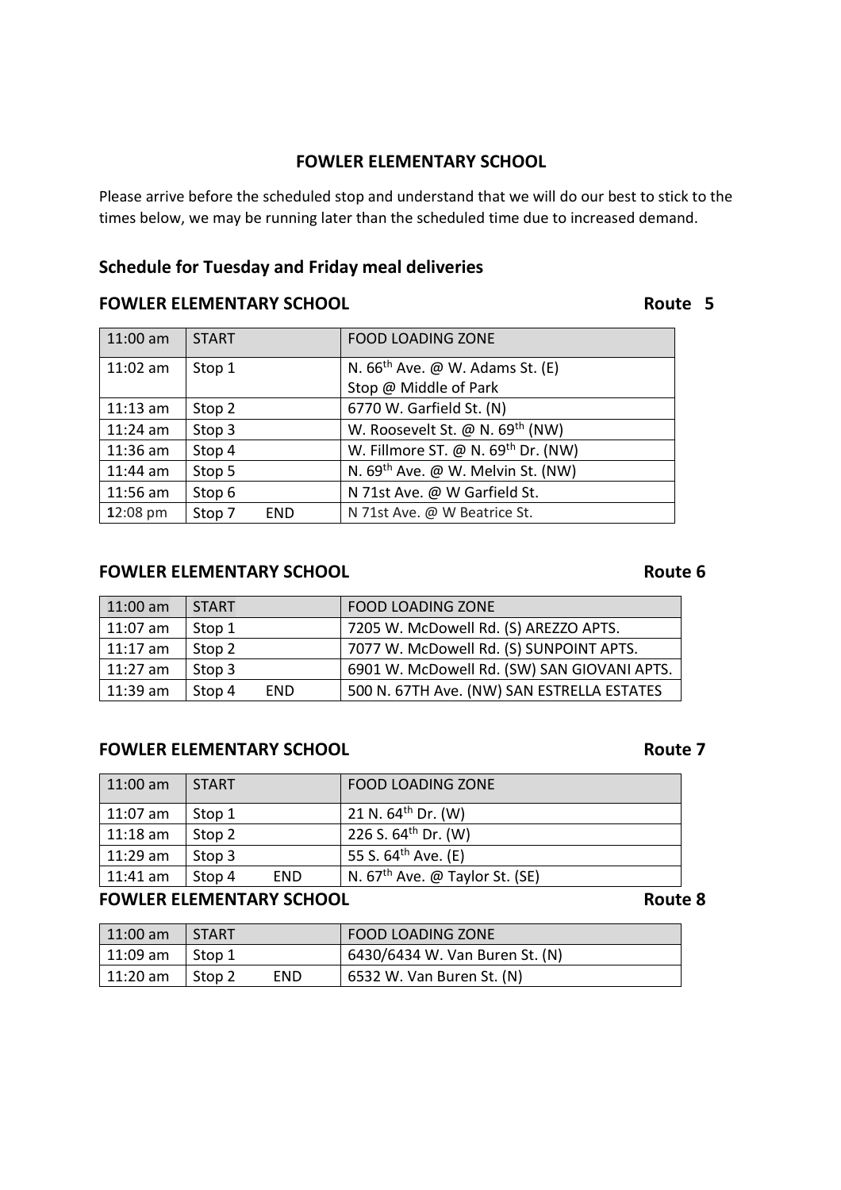# FOWLER ELEMENTARY SCHOOL

Please arrive before the scheduled stop and understand that we will do our best to stick to the times below, we may be running later than the scheduled time due to increased demand.

## Schedule for Tuesday and Friday meal deliveries

### FOWLER ELEMENTARY SCHOOL — Route 5

| 11:00 am | START | FOOD LOADING ZONE |
|---|---|---|
| 11:02 am | Stop 1 | N. 66th Ave. @ W. Adams St. (E) Stop @ Middle of Park |
| 11:13 am | Stop 2 | 6770 W. Garfield St. (N) |
| 11:24 am | Stop 3 | W. Roosevelt St. @ N. 69th (NW) |
| 11:36 am | Stop 4 | W. Fillmore ST. @ N. 69th Dr. (NW) |
| 11:44 am | Stop 5 | N. 69th Ave. @ W. Melvin St. (NW) |
| 11:56 am | Stop 6 | N 71st Ave. @ W Garfield St. |
| 12:08 pm | Stop 7 END | N 71st Ave. @ W Beatrice St. |

### FOWLER ELEMENTARY SCHOOL — Route 6

| 11:00 am | START | FOOD LOADING ZONE |
|---|---|---|
| 11:07 am | Stop 1 | 7205 W. McDowell Rd. (S) AREZZO APTS. |
| 11:17 am | Stop 2 | 7077 W. McDowell Rd. (S) SUNPOINT APTS. |
| 11:27 am | Stop 3 | 6901 W. McDowell Rd. (SW) SAN GIOVANI APTS. |
| 11:39 am | Stop 4 END | 500 N. 67TH Ave. (NW) SAN ESTRELLA ESTATES |

### FOWLER ELEMENTARY SCHOOL — Route 7

| 11:00 am | START | FOOD LOADING ZONE |
|---|---|---|
| 11:07 am | Stop 1 | 21 N. 64th Dr. (W) |
| 11:18 am | Stop 2 | 226 S. 64th Dr. (W) |
| 11:29 am | Stop 3 | 55 S. 64th Ave. (E) |
| 11:41 am | Stop 4 END | N. 67th Ave. @ Taylor St. (SE) |

### FOWLER ELEMENTARY SCHOOL — Route 8

| 11:00 am | START | FOOD LOADING ZONE |
|---|---|---|
| 11:09 am | Stop 1 | 6430/6434 W. Van Buren St. (N) |
| 11:20 am | Stop 2 END | 6532 W. Van Buren St. (N) |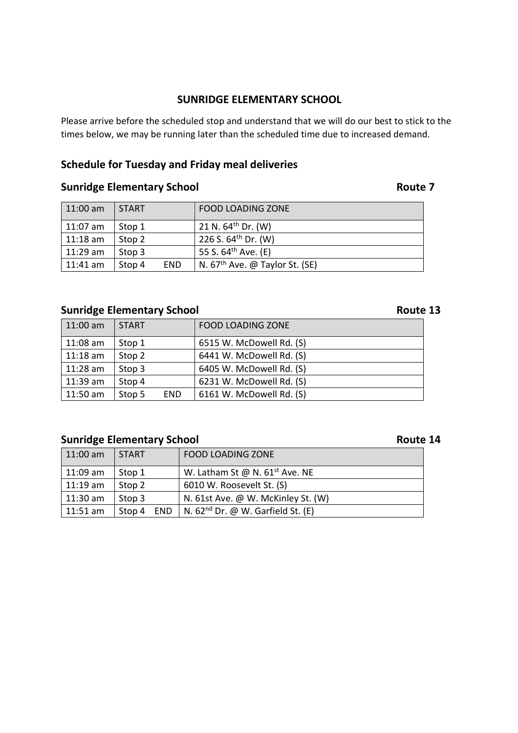**SUNRIDGE ELEMENTARY SCHOOL**

Please arrive before the scheduled stop and understand that we will do our best to stick to the times below, we may be running later than the scheduled time due to increased demand.

## Schedule for Tuesday and Friday meal deliveries

### Sunridge Elementary School — Route 7

| 11:00 am | START | FOOD LOADING ZONE |
|---|---|---|
| 11:07 am | Stop 1 | 21 N. 64th Dr. (W) |
| 11:18 am | Stop 2 | 226 S. 64th Dr. (W) |
| 11:29 am | Stop 3 | 55 S. 64th Ave. (E) |
| 11:41 am | Stop 4 END | N. 67th Ave. @ Taylor St. (SE) |

### Sunridge Elementary School — Route 13

| 11:00 am | START | FOOD LOADING ZONE |
|---|---|---|
| 11:08 am | Stop 1 | 6515 W. McDowell Rd. (S) |
| 11:18 am | Stop 2 | 6441 W. McDowell Rd. (S) |
| 11:28 am | Stop 3 | 6405 W. McDowell Rd. (S) |
| 11:39 am | Stop 4 | 6231 W. McDowell Rd. (S) |
| 11:50 am | Stop 5 END | 6161 W. McDowell Rd. (S) |

### Sunridge Elementary School — Route 14

| 11:00 am | START | FOOD LOADING ZONE |
|---|---|---|
| 11:09 am | Stop 1 | W. Latham St @ N. 61st Ave. NE |
| 11:19 am | Stop 2 | 6010 W. Roosevelt St. (S) |
| 11:30 am | Stop 3 | N. 61st Ave. @ W. McKinley St. (W) |
| 11:51 am | Stop 4 END | N. 62nd Dr. @ W. Garfield St. (E) |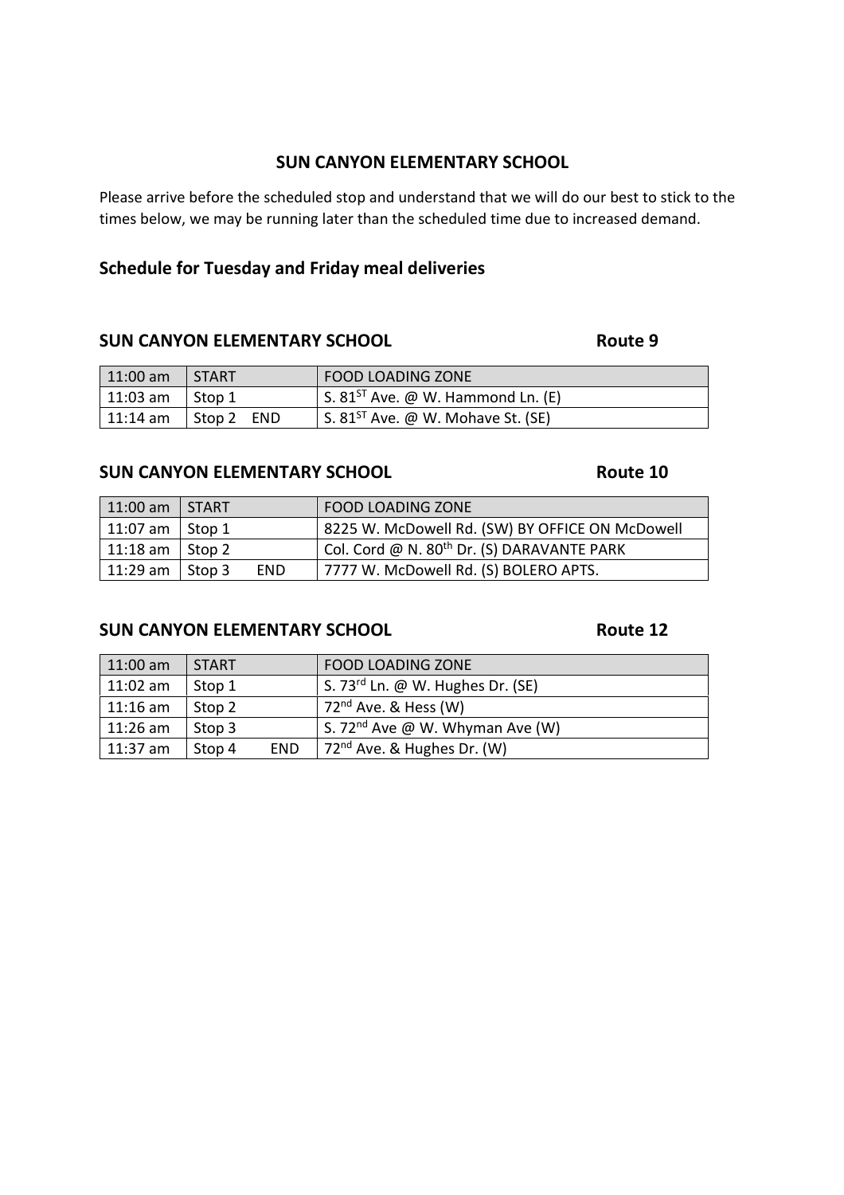## SUN CANYON ELEMENTARY SCHOOL

Please arrive before the scheduled stop and understand that we will do our best to stick to the times below, we may be running later than the scheduled time due to increased demand.

### Schedule for Tuesday and Friday meal deliveries

**SUN CANYON ELEMENTARY SCHOOL** **Route 9**

| 11:00 am | START | FOOD LOADING ZONE |
|---|---|---|
| 11:03 am | Stop 1 | S. 81ST Ave. @ W. Hammond Ln. (E) |
| 11:14 am | Stop 2 END | S. 81ST Ave. @ W. Mohave St. (SE) |

**SUN CANYON ELEMENTARY SCHOOL** **Route 10**

| 11:00 am | START | FOOD LOADING ZONE |
|---|---|---|
| 11:07 am | Stop 1 | 8225 W. McDowell Rd. (SW) BY OFFICE ON McDowell |
| 11:18 am | Stop 2 | Col. Cord @ N. 80th Dr. (S) DARAVANTE PARK |
| 11:29 am | Stop 3 END | 7777 W. McDowell Rd. (S) BOLERO APTS. |

**SUN CANYON ELEMENTARY SCHOOL** **Route 12**

| 11:00 am | START | FOOD LOADING ZONE |
|---|---|---|
| 11:02 am | Stop 1 | S. 73rd Ln. @ W. Hughes Dr. (SE) |
| 11:16 am | Stop 2 | 72nd Ave. & Hess (W) |
| 11:26 am | Stop 3 | S. 72nd Ave @ W. Whyman Ave (W) |
| 11:37 am | Stop 4 END | 72nd Ave. & Hughes Dr. (W) |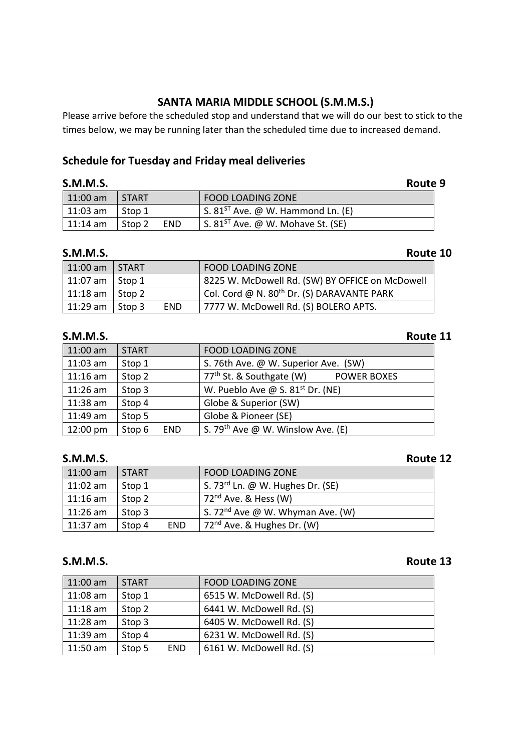## SANTA MARIA MIDDLE SCHOOL (S.M.M.S.)

Please arrive before the scheduled stop and understand that we will do our best to stick to the times below, we may be running later than the scheduled time due to increased demand.

### Schedule for Tuesday and Friday meal deliveries

**S.M.M.S.** **Route 9**

| | | |
|---|---|---|
| 11:00 am | START | FOOD LOADING ZONE |
| 11:03 am | Stop 1 | S. 81ST Ave. @ W. Hammond Ln. (E) |
| 11:14 am | Stop 2 END | S. 81ST Ave. @ W. Mohave St. (SE) |

**S.M.M.S.** **Route 10**

| | | |
|---|---|---|
| 11:00 am | START | FOOD LOADING ZONE |
| 11:07 am | Stop 1 | 8225 W. McDowell Rd. (SW) BY OFFICE on McDowell |
| 11:18 am | Stop 2 | Col. Cord @ N. 80th Dr. (S) DARAVANTE PARK |
| 11:29 am | Stop 3 END | 7777 W. McDowell Rd. (S) BOLERO APTS. |

**S.M.M.S.** **Route 11**

| | | |
|---|---|---|
| 11:00 am | START | FOOD LOADING ZONE |
| 11:03 am | Stop 1 | S. 76th Ave. @ W. Superior Ave. (SW) |
| 11:16 am | Stop 2 | 77th St. & Southgate (W) POWER BOXES |
| 11:26 am | Stop 3 | W. Pueblo Ave @ S. 81st Dr. (NE) |
| 11:38 am | Stop 4 | Globe & Superior (SW) |
| 11:49 am | Stop 5 | Globe & Pioneer (SE) |
| 12:00 pm | Stop 6 END | S. 79th Ave @ W. Winslow Ave. (E) |

**S.M.M.S.** **Route 12**

| | | |
|---|---|---|
| 11:00 am | START | FOOD LOADING ZONE |
| 11:02 am | Stop 1 | S. 73rd Ln. @ W. Hughes Dr. (SE) |
| 11:16 am | Stop 2 | 72nd Ave. & Hess (W) |
| 11:26 am | Stop 3 | S. 72nd Ave @ W. Whyman Ave. (W) |
| 11:37 am | Stop 4 END | 72nd Ave. & Hughes Dr. (W) |

**S.M.M.S.** **Route 13**

| | | |
|---|---|---|
| 11:00 am | START | FOOD LOADING ZONE |
| 11:08 am | Stop 1 | 6515 W. McDowell Rd. (S) |
| 11:18 am | Stop 2 | 6441 W. McDowell Rd. (S) |
| 11:28 am | Stop 3 | 6405 W. McDowell Rd. (S) |
| 11:39 am | Stop 4 | 6231 W. McDowell Rd. (S) |
| 11:50 am | Stop 5 END | 6161 W. McDowell Rd. (S) |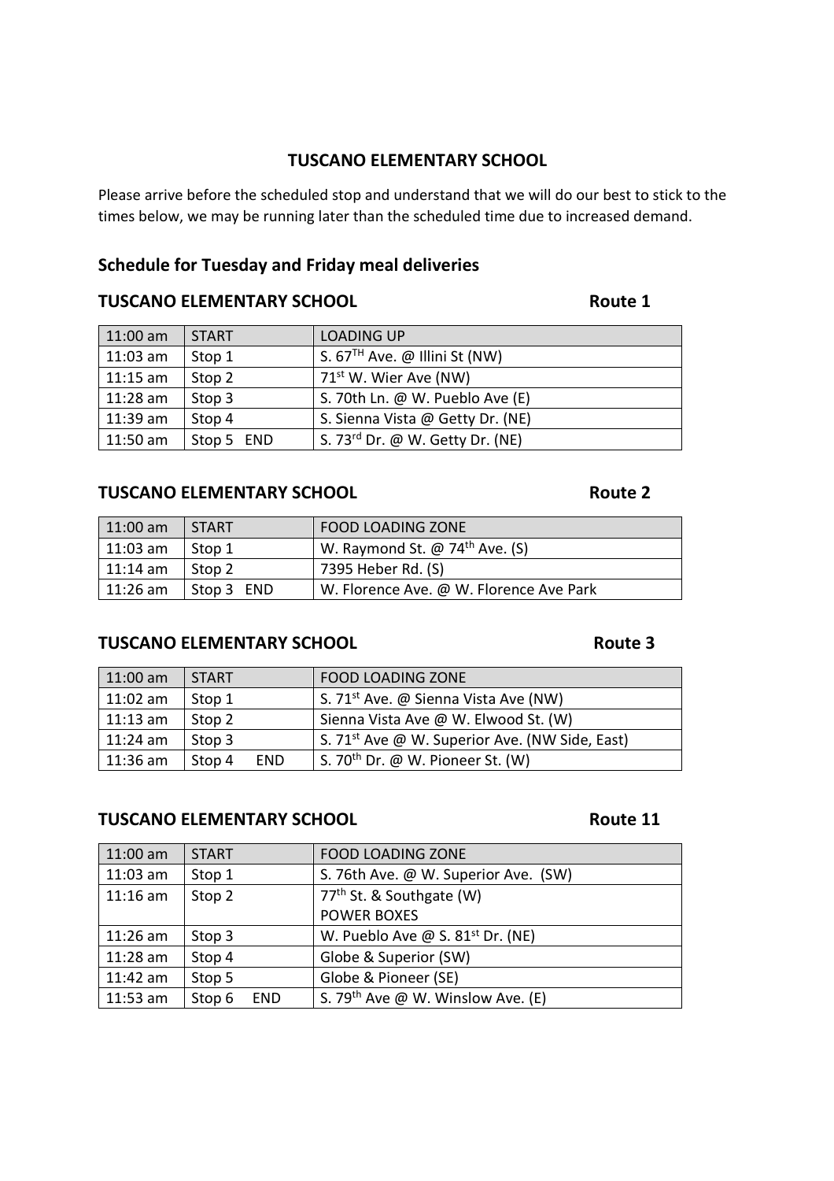## TUSCANO ELEMENTARY SCHOOL

Please arrive before the scheduled stop and understand that we will do our best to stick to the times below, we may be running later than the scheduled time due to increased demand.

### Schedule for Tuesday and Friday meal deliveries

**TUSCANO ELEMENTARY SCHOOL — Route 1**

| 11:00 am | START | LOADING UP |
|---|---|---|
| 11:03 am | Stop 1 | S. 67TH Ave. @ Illini St (NW) |
| 11:15 am | Stop 2 | 71st W. Wier Ave (NW) |
| 11:28 am | Stop 3 | S. 70th Ln. @ W. Pueblo Ave (E) |
| 11:39 am | Stop 4 | S. Sienna Vista @ Getty Dr. (NE) |
| 11:50 am | Stop 5 END | S. 73rd Dr. @ W. Getty Dr. (NE) |

**TUSCANO ELEMENTARY SCHOOL — Route 2**

| 11:00 am | START | FOOD LOADING ZONE |
|---|---|---|
| 11:03 am | Stop 1 | W. Raymond St. @ 74th Ave. (S) |
| 11:14 am | Stop 2 | 7395 Heber Rd. (S) |
| 11:26 am | Stop 3 END | W. Florence Ave. @ W. Florence Ave Park |

**TUSCANO ELEMENTARY SCHOOL — Route 3**

| 11:00 am | START | FOOD LOADING ZONE |
|---|---|---|
| 11:02 am | Stop 1 | S. 71st Ave. @ Sienna Vista Ave (NW) |
| 11:13 am | Stop 2 | Sienna Vista Ave @ W. Elwood St. (W) |
| 11:24 am | Stop 3 | S. 71st Ave @ W. Superior Ave. (NW Side, East) |
| 11:36 am | Stop 4 END | S. 70th Dr. @ W. Pioneer St. (W) |

**TUSCANO ELEMENTARY SCHOOL — Route 11**

| 11:00 am | START | FOOD LOADING ZONE |
|---|---|---|
| 11:03 am | Stop 1 | S. 76th Ave. @ W. Superior Ave. (SW) |
| 11:16 am | Stop 2 | 77th St. & Southgate (W) POWER BOXES |
| 11:26 am | Stop 3 | W. Pueblo Ave @ S. 81st Dr. (NE) |
| 11:28 am | Stop 4 | Globe & Superior (SW) |
| 11:42 am | Stop 5 | Globe & Pioneer (SE) |
| 11:53 am | Stop 6 END | S. 79th Ave @ W. Winslow Ave. (E) |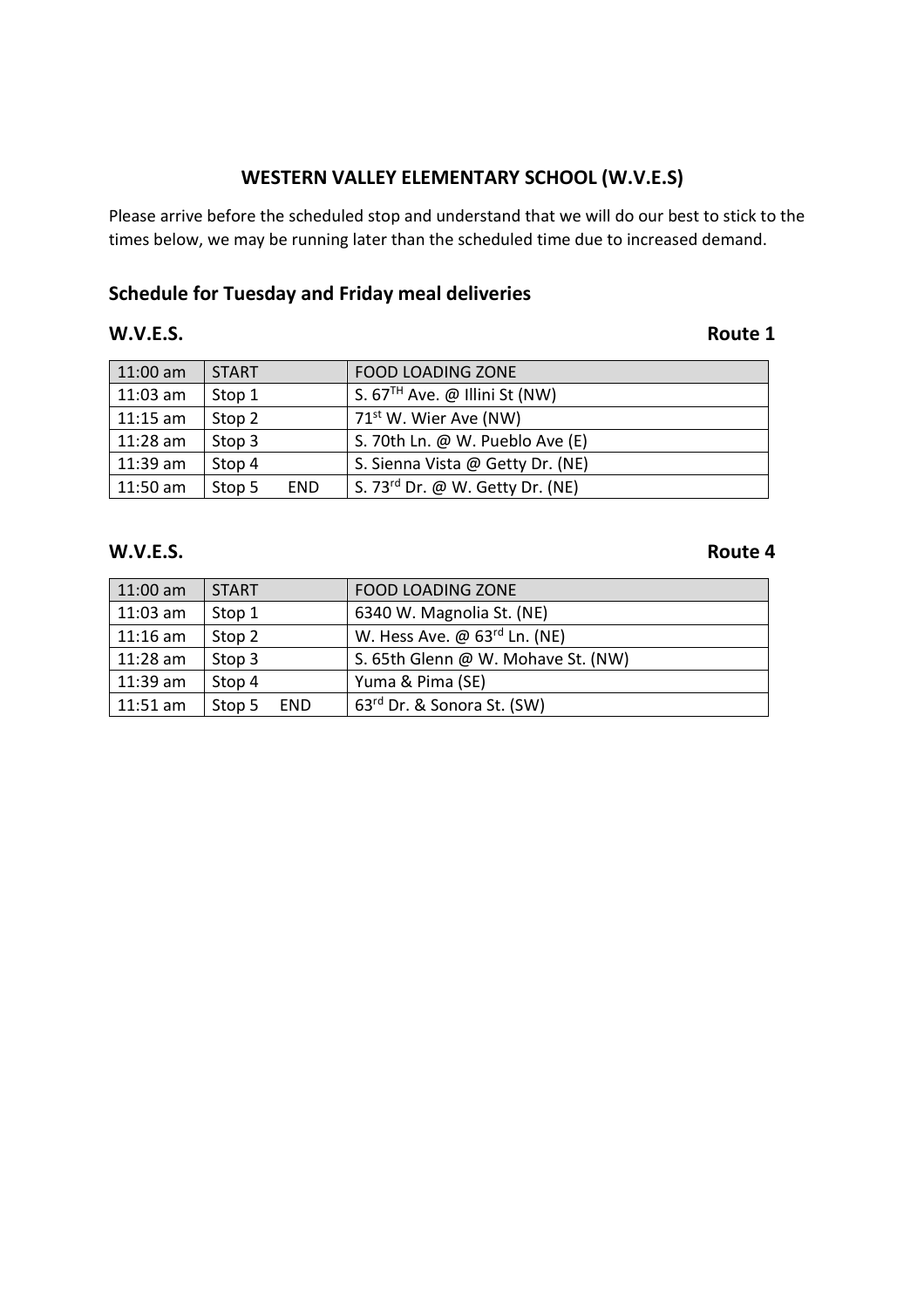## WESTERN VALLEY ELEMENTARY SCHOOL (W.V.E.S)

Please arrive before the scheduled stop and understand that we will do our best to stick to the times below, we may be running later than the scheduled time due to increased demand.

### Schedule for Tuesday and Friday meal deliveries

**W.V.E.S.** **Route 1**

| 11:00 am | START | FOOD LOADING ZONE |
|---|---|---|
| 11:03 am | Stop 1 | S. 67TH Ave. @ Illini St (NW) |
| 11:15 am | Stop 2 | 71st W. Wier Ave (NW) |
| 11:28 am | Stop 3 | S. 70th Ln. @ W. Pueblo Ave (E) |
| 11:39 am | Stop 4 | S. Sienna Vista @ Getty Dr. (NE) |
| 11:50 am | Stop 5 END | S. 73rd Dr. @ W. Getty Dr. (NE) |

**W.V.E.S.** **Route 4**

| 11:00 am | START | FOOD LOADING ZONE |
|---|---|---|
| 11:03 am | Stop 1 | 6340 W. Magnolia St. (NE) |
| 11:16 am | Stop 2 | W. Hess Ave. @ 63rd Ln. (NE) |
| 11:28 am | Stop 3 | S. 65th Glenn @ W. Mohave St. (NW) |
| 11:39 am | Stop 4 | Yuma & Pima (SE) |
| 11:51 am | Stop 5 END | 63rd Dr. & Sonora St. (SW) |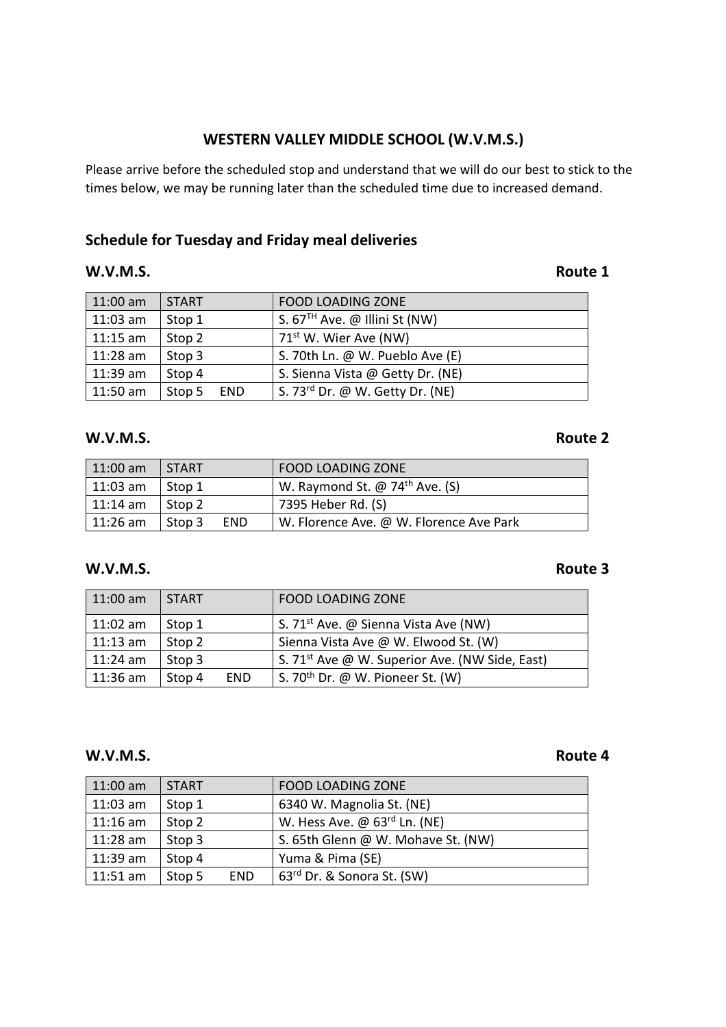## WESTERN VALLEY MIDDLE SCHOOL (W.V.M.S.)

Please arrive before the scheduled stop and understand that we will do our best to stick to the times below, we may be running later than the scheduled time due to increased demand.

### Schedule for Tuesday and Friday meal deliveries

**W.V.M.S.** **Route 1**

| 11:00 am | START | FOOD LOADING ZONE |
|---|---|---|
| 11:03 am | Stop 1 | S. 67TH Ave. @ Illini St (NW) |
| 11:15 am | Stop 2 | 71st W. Wier Ave (NW) |
| 11:28 am | Stop 3 | S. 70th Ln. @ W. Pueblo Ave (E) |
| 11:39 am | Stop 4 | S. Sienna Vista @ Getty Dr. (NE) |
| 11:50 am | Stop 5 END | S. 73rd Dr. @ W. Getty Dr. (NE) |

**W.V.M.S.** **Route 2**

| 11:00 am | START | FOOD LOADING ZONE |
|---|---|---|
| 11:03 am | Stop 1 | W. Raymond St. @ 74th Ave. (S) |
| 11:14 am | Stop 2 | 7395 Heber Rd. (S) |
| 11:26 am | Stop 3 END | W. Florence Ave. @ W. Florence Ave Park |

**W.V.M.S.** **Route 3**

| 11:00 am | START | FOOD LOADING ZONE |
|---|---|---|
| 11:02 am | Stop 1 | S. 71st Ave. @ Sienna Vista Ave (NW) |
| 11:13 am | Stop 2 | Sienna Vista Ave @ W. Elwood St. (W) |
| 11:24 am | Stop 3 | S. 71st Ave @ W. Superior Ave. (NW Side, East) |
| 11:36 am | Stop 4 END | S. 70th Dr. @ W. Pioneer St. (W) |

**W.V.M.S.** **Route 4**

| 11:00 am | START | FOOD LOADING ZONE |
|---|---|---|
| 11:03 am | Stop 1 | 6340 W. Magnolia St. (NE) |
| 11:16 am | Stop 2 | W. Hess Ave. @ 63rd Ln. (NE) |
| 11:28 am | Stop 3 | S. 65th Glenn @ W. Mohave St. (NW) |
| 11:39 am | Stop 4 | Yuma & Pima (SE) |
| 11:51 am | Stop 5 END | 63rd Dr. & Sonora St. (SW) |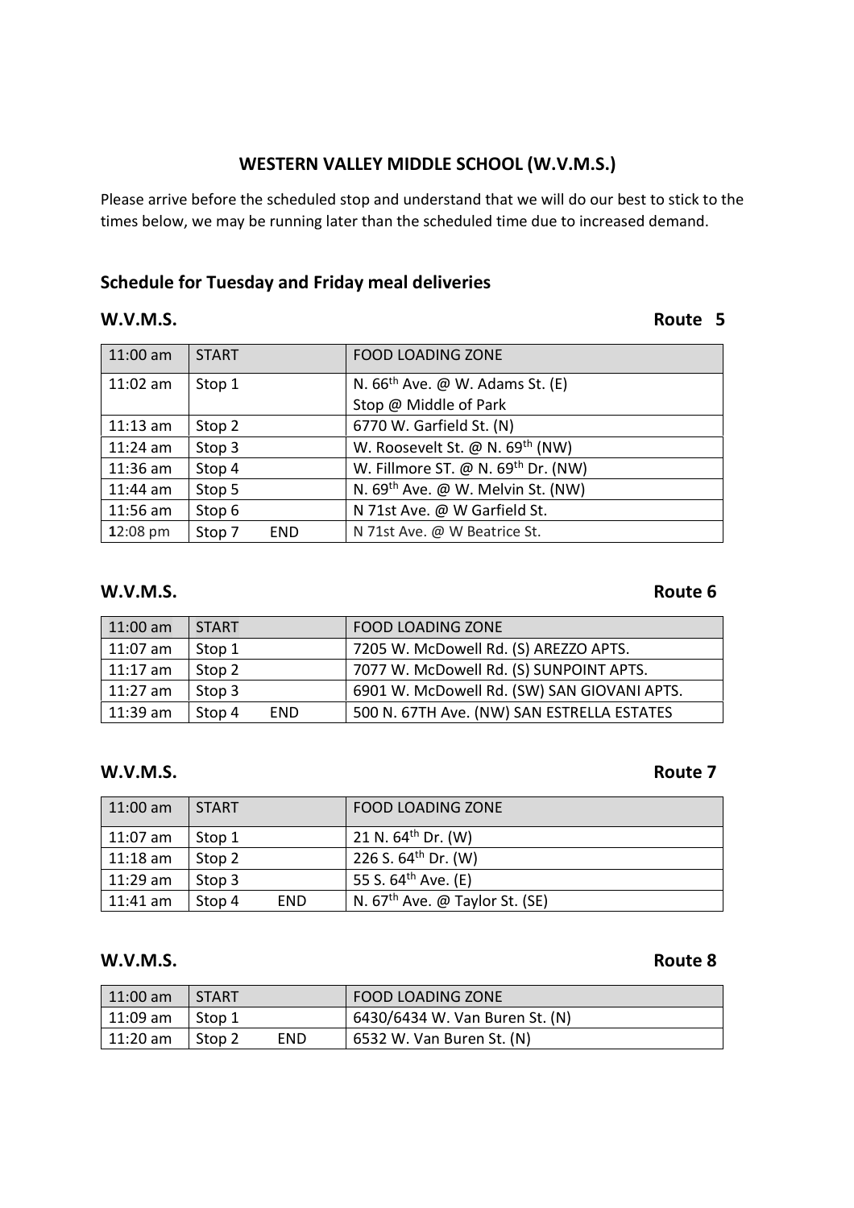## WESTERN VALLEY MIDDLE SCHOOL (W.V.M.S.)

Please arrive before the scheduled stop and understand that we will do our best to stick to the times below, we may be running later than the scheduled time due to increased demand.

### Schedule for Tuesday and Friday meal deliveries

**W.V.M.S.** **Route 5**

| 11:00 am | START | FOOD LOADING ZONE |
|---|---|---|
| 11:02 am | Stop 1 | N. 66th Ave. @ W. Adams St. (E) Stop @ Middle of Park |
| 11:13 am | Stop 2 | 6770 W. Garfield St. (N) |
| 11:24 am | Stop 3 | W. Roosevelt St. @ N. 69th (NW) |
| 11:36 am | Stop 4 | W. Fillmore ST. @ N. 69th Dr. (NW) |
| 11:44 am | Stop 5 | N. 69th Ave. @ W. Melvin St. (NW) |
| 11:56 am | Stop 6 | N 71st Ave. @ W Garfield St. |
| 12:08 pm | Stop 7 END | N 71st Ave. @ W Beatrice St. |

**W.V.M.S.** **Route 6**

| 11:00 am | START | FOOD LOADING ZONE |
|---|---|---|
| 11:07 am | Stop 1 | 7205 W. McDowell Rd. (S) AREZZO APTS. |
| 11:17 am | Stop 2 | 7077 W. McDowell Rd. (S) SUNPOINT APTS. |
| 11:27 am | Stop 3 | 6901 W. McDowell Rd. (SW) SAN GIOVANI APTS. |
| 11:39 am | Stop 4 END | 500 N. 67TH Ave. (NW) SAN ESTRELLA ESTATES |

**W.V.M.S.** **Route 7**

| 11:00 am | START | FOOD LOADING ZONE |
|---|---|---|
| 11:07 am | Stop 1 | 21 N. 64th Dr. (W) |
| 11:18 am | Stop 2 | 226 S. 64th Dr. (W) |
| 11:29 am | Stop 3 | 55 S. 64th Ave. (E) |
| 11:41 am | Stop 4 END | N. 67th Ave. @ Taylor St. (SE) |

**W.V.M.S.** **Route 8**

| 11:00 am | START | FOOD LOADING ZONE |
|---|---|---|
| 11:09 am | Stop 1 | 6430/6434 W. Van Buren St. (N) |
| 11:20 am | Stop 2 END | 6532 W. Van Buren St. (N) |